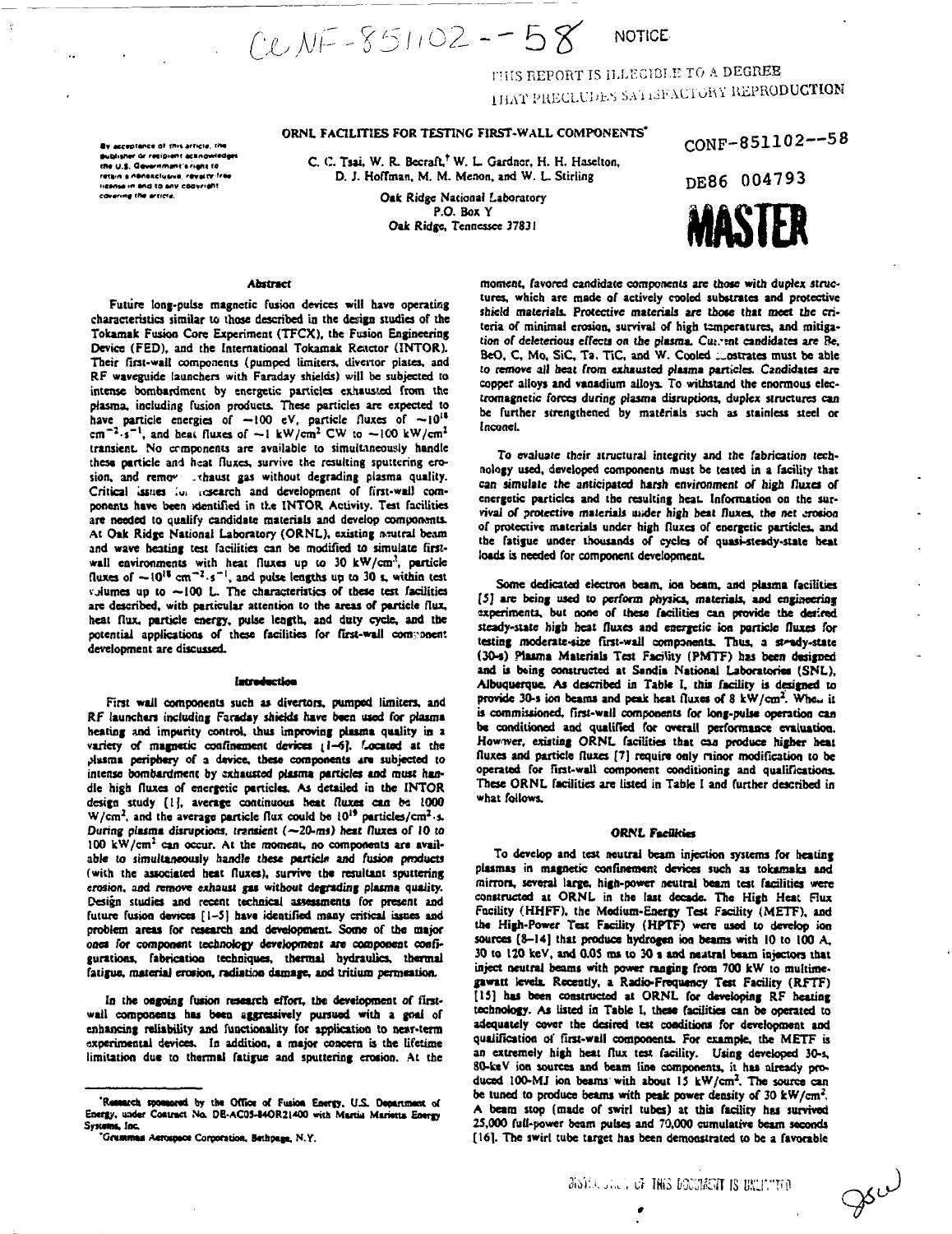CONF-851102--58

NOTICE

THIS REPORT IS ILLEGIBLE TO A DEGREE THAT PRECLUDES SATISFACTORY REPRODUCTION

By acceptance of this article, the publisher or recipient acknowledges the U.S. Government's right to retain a nonexclusive, royalty-free license in and to any copyright covering the article.

# ORNL FACILITIES FOR TESTING FIRST-WALL COMPONENTS*

CONF-851102--58

DE86 004793

MASTER

C. C. Tsai, W. R. Becraft,[†] W. L. Gardner, H. H. Haselton, D. J. Hoffman, M. M. Menon, and W. L. Stirling

Oak Ridge National Laboratory
P.O. Box Y
Oak Ridge, Tennessee 37831

## Abstract

Future long-pulse magnetic fusion devices will have operating characteristics similar to those described in the design studies of the Tokamak Fusion Core Experiment (TFCX), the Fusion Engineering Device (FED), and the International Tokamak Reactor (INTOR). Their first-wall components (pumped limiters, divertor plates, and RF waveguide launchers with Faraday shields) will be subjected to intense bombardment by energetic particles exhausted from the plasma, including fusion products. These particles are expected to have particle energies of ~100 eV, particle fluxes of $\sim 10^{18}$ $cm^{-2} \cdot s^{-1}$, and heat fluxes of ~1 $kW/cm^2$ CW to ~100 $kW/cm^2$ transient. No components are available to simultaneously handle these particle and heat fluxes, survive the resulting sputtering erosion, and remove exhaust gas without degrading plasma quality. Critical issues for research and development of first-wall components have been identified in the INTOR Activity. Test facilities are needed to qualify candidate materials and develop components. At Oak Ridge National Laboratory (ORNL), existing neutral beam and wave heating test facilities can be modified to simulate first-wall environments with heat fluxes up to 30 $kW/cm^2$, particle fluxes of $\sim 10^{18}$ $cm^{-2} \cdot s^{-1}$, and pulse lengths up to 30 s, within test volumes up to ~100 L. The characteristics of these test facilities are described, with particular attention to the areas of particle flux, heat flux, particle energy, pulse length, and duty cycle, and the potential applications of these facilities for first-wall component development are discussed.

## Introduction

First wall components such as divertors, pumped limiters, and RF launchers including Faraday shields have been used for plasma heating and impurity control, thus improving plasma quality in a variety of magnetic confinement devices [1-6]. Located at the plasma periphery of a device, these components are subjected to intense bombardment by exhausted plasma particles and must handle high fluxes of energetic particles. As detailed in the INTOR design study [1], average continuous heat fluxes can be 1000 $W/cm^2$, and the average particle flux could be $10^{19}$ particles/$cm^2 \cdot s$. *During plasma disruptions, transient (~20-ms) heat fluxes of 10 to 100 $kW/cm^2$ can occur. At the moment, no components are available to simultaneously handle these particle and fusion products* (with the associated heat fluxes), survive the resultant sputtering erosion, and remove exhaust gas without degrading plasma quality. Design studies and recent technical assessments for present and future fusion devices [1-5] have identified many critical issues and problem areas for research and development. Some of the major ones for component technology development are component configurations, fabrication techniques, thermal hydraulics, thermal fatigue, material erosion, radiation damage, and tritium permeation.

In the ongoing fusion research effort, the development of first-wall components has been aggressively pursued with a goal of enhancing reliability and functionality for application to near-term experimental devices. In addition, a major concern is the lifetime limitation due to thermal fatigue and sputtering erosion. At the moment, favored candidate components are those with duplex structures, which are made of actively cooled substrates and protective shield materials. Protective materials are those that meet the criteria of minimal erosion, survival of high temperatures, and mitigation of deleterious effects on the plasma. Current candidates are Be, BeO, C, Mo, SiC, Ta, TiC, and W. Cooled substrates must be able to remove all heat from exhausted plasma particles. Candidates are copper alloys and vanadium alloys. To withstand the enormous electromagnetic forces during plasma disruptions, duplex structures can be further strengthened by materials such as stainless steel or Inconel.

To evaluate their structural integrity and the fabrication technology used, developed components must be tested in a facility that can simulate the anticipated harsh environment of high fluxes of energetic particles and the resulting heat. Information on the survival of protective materials under high heat fluxes, the net erosion of protective materials under high fluxes of energetic particles, and the fatigue under thousands of cycles of quasi-steady-state heat loads is needed for component development.

Some dedicated electron beam, ion beam, and plasma facilities [5] are being used to perform physics, materials, and engineering experiments, but none of these facilities can provide the desired steady-state high heat fluxes and energetic ion particle fluxes for testing moderate-size first-wall components. Thus, a steady-state (30-s) Plasma Materials Test Facility (PMTF) has been designed and is being constructed at Sandia National Laboratories (SNL), Albuquerque. As described in Table I, this facility is designed to provide 30-s ion beams and peak heat fluxes of 8 $kW/cm^2$. When it is commissioned, first-wall components for long-pulse operation can be conditioned and qualified for overall performance evaluation. However, existing ORNL facilities that can produce higher heat fluxes and particle fluxes [7] require only minor modification to be operated for first-wall component conditioning and qualifications. These ORNL facilities are listed in Table I and further described in what follows.

## ORNL Facilities

To develop and test neutral beam injection systems for heating plasmas in magnetic confinement devices such as tokamaks and mirrors, several large, high-power neutral beam test facilities were constructed at ORNL in the last decade. The High Heat Flux Facility (HHFF), the Medium-Energy Test Facility (METF), and the High-Power Test Facility (HPTF) were used to develop ion sources [8-14] that produce hydrogen ion beams with 10 to 100 A, 30 to 120 keV, and 0.05 ms to 30 s and neutral beam injectors that inject neutral beams with power ranging from 700 kW to multimegawatt levels. Recently, a Radio-Frequency Test Facility (RFTF) [15] has been constructed at ORNL for developing RF heating technology. As listed in Table I, these facilities can be operated to adequately cover the desired test conditions for development and qualification of first-wall components. For example, the METF is an extremely high heat flux test facility. Using developed 30-s, 80-keV ion sources and beam line components, it has already produced 100-MJ ion beams with about 15 $kW/cm^2$. The source can be tuned to produce beams with peak power density of 30 $kW/cm^2$. A beam stop (made of swirl tubes) at this facility has survived 25,000 full-power beam pulses and 70,000 cumulative beam seconds [16]. The swirl tube target has been demonstrated to be a favorable

*Research sponsored by the Office of Fusion Energy, U.S. Department of Energy, under Contract No. DE-AC05-84OR21400 with Martin Marietta Energy Systems, Inc.

[†]Grumman Aerospace Corporation, Bethpage, N.Y.

DISTRIBUTION OF THIS DOCUMENT IS UNLIMITED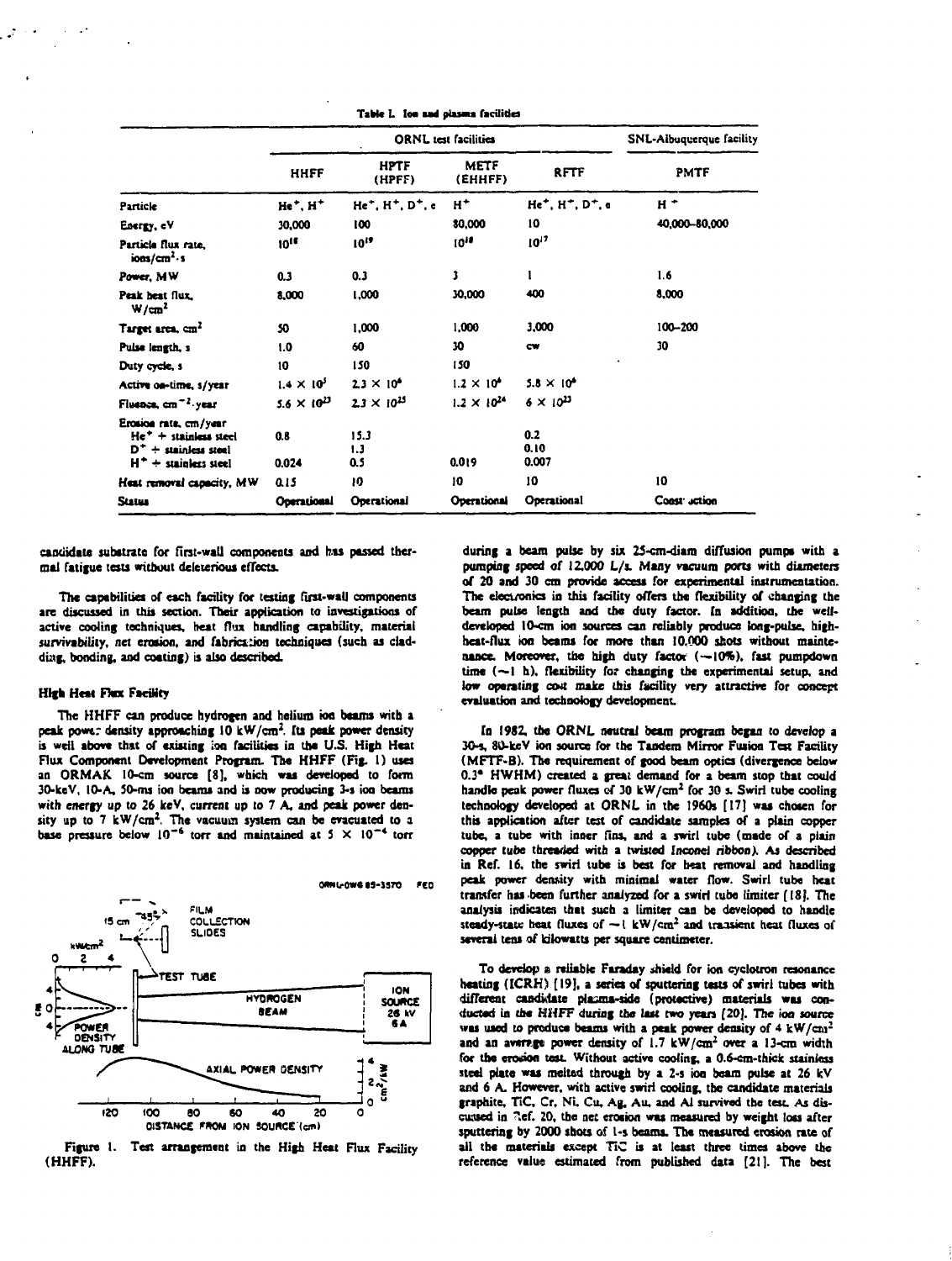Table I. Ion and plasma facilities

| | ORNL test facilities | | | | SNL-Albuquerque facility |
|---|---|---|---|---|---|
| | HHFF | HPTF (HPFF) | METF (EHHFF) | RFTF | PMTF |
| Particle | $He^+$, $H^+$ | $He^+$, $H^+$, $D^+$, e | $H^+$ | $He^+$, $H^+$, $D^+$, e | $H^+$ |
| Energy, eV | 30,000 | 100 | 80,000 | 10 | 40,000–80,000 |
| Particle flux rate, ions/cm²·s | $10^{18}$ | $10^{19}$ | $10^{18}$ | $10^{17}$ | |
| Power, MW | 0.3 | 0.3 | 3 | 1 | 1.6 |
| Peak heat flux, W/cm² | 8,000 | 1,000 | 30,000 | 400 | 8,000 |
| Target area, cm² | 50 | 1,000 | 1,000 | 3,000 | 100–200 |
| Pulse length, s | 1.0 | 60 | 30 | cw | 30 |
| Duty cycle, s | 10 | 150 | 150 | | |
| Active on-time, s/year | $1.4 \times 10^5$ | $2.3 \times 10^6$ | $1.2 \times 10^6$ | $5.8 \times 10^6$ | |
| Fluence, $cm^{-2}$·year | $5.6 \times 10^{23}$ | $2.3 \times 10^{25}$ | $1.2 \times 10^{24}$ | $6 \times 10^{23}$ | |
| Erosion rate, cm/year | | | | | |
| $He^+$ + stainless steel | 0.8 | 15.3 | | 0.2 | |
| $D^+$ + stainless steel | | 1.3 | | 0.10 | |
| $H^+$ + stainless steel | 0.024 | 0.5 | 0.019 | 0.007 | |
| Heat removal capacity, MW | 0.15 | 10 | 10 | 10 | 10 |
| Status | Operational | Operational | Operational | Operational | Construction |

candidate substrate for first-wall components and has passed thermal fatigue tests without deleterious effects.

The capabilities of each facility for testing first-wall components are discussed in this section. Their application to investigations of active cooling techniques, heat flux handling capability, material survivability, net erosion, and fabrication techniques (such as cladding, bonding, and coating) is also described.

### High Heat Flux Facility

The HHFF can produce hydrogen and helium ion beams with a peak power density approaching 10 kW/cm². Its peak power density is well above that of existing ion facilities in the U.S. High Heat Flux Component Development Program. The HHFF (Fig. 1) uses an ORMAK 10-cm source [8], which was developed to form 30-keV, 10-A, 50-ms ion beams and is now producing 3-s ion beams with energy up to 26 keV, current up to 7 A, and peak power density up to 7 kW/cm². The vacuum system can be evacuated to a base pressure below $10^{-6}$ torr and maintained at $5 \times 10^{-4}$ torr during a beam pulse by six 25-cm-diam diffusion pumps with a pumping speed of 12,000 L/s. Many vacuum ports with diameters of 20 and 30 cm provide access for experimental instrumentation. The electronics in this facility offers the flexibility of changing the beam pulse length and the duty factor. In addition, the well-developed 10-cm ion sources can reliably produce long-pulse, high-heat-flux ion beams for more than 10,000 shots without maintenance. Moreover, the high duty factor (~10%), fast pumpdown time (~1 h), flexibility for changing the experimental setup, and low operating cost make this facility very attractive for concept evaluation and technology development.

Figure 1. Test arrangement in the High Heat Flux Facility (HHFF).

In 1982, the ORNL neutral beam program began to develop a 30-s, 80-keV ion source for the Tandem Mirror Fusion Test Facility (MFTF-B). The requirement of good beam optics (divergence below 0.3° HWHM) created a great demand for a beam stop that could handle peak power fluxes of 30 kW/cm² for 30 s. Swirl tube cooling technology developed at ORNL in the 1960s [17] was chosen for this application after test of candidate samples of a plain copper tube, a tube with inner fins, and a swirl tube (made of a plain copper tube threaded with a twisted Inconel ribbon). As described in Ref. 16, the swirl tube is best for heat removal and handling peak power density with minimal water flow. Swirl tube heat transfer has been further analyzed for a swirl tube limiter [18]. The analysis indicates that such a limiter can be developed to handle steady-state heat fluxes of ~1 kW/cm² and transient heat fluxes of several tens of kilowatts per square centimeter.

To develop a reliable Faraday shield for ion cyclotron resonance heating (ICRH) [19], a series of sputtering tests of swirl tubes with different candidate plasma-side (protective) materials was conducted in the HHFF during the last two years [20]. The ion source was used to produce beams with a peak power density of 4 kW/cm² and an average power density of 1.7 kW/cm² over a 13-cm width for the erosion test. Without active cooling, a 0.6-cm-thick stainless steel plate was melted through by a 2-s ion beam pulse at 26 kV and 6 A. However, with active swirl cooling, the candidate materials graphite, TiC, Cr, Ni, Cu, Ag, Au, and Al survived the test. As discussed in Ref. 20, the net erosion was measured by weight loss after sputtering by 2000 shots of 1-s beams. The measured erosion rate of all the materials except TiC is at least three times above the reference value estimated from published data [21]. The best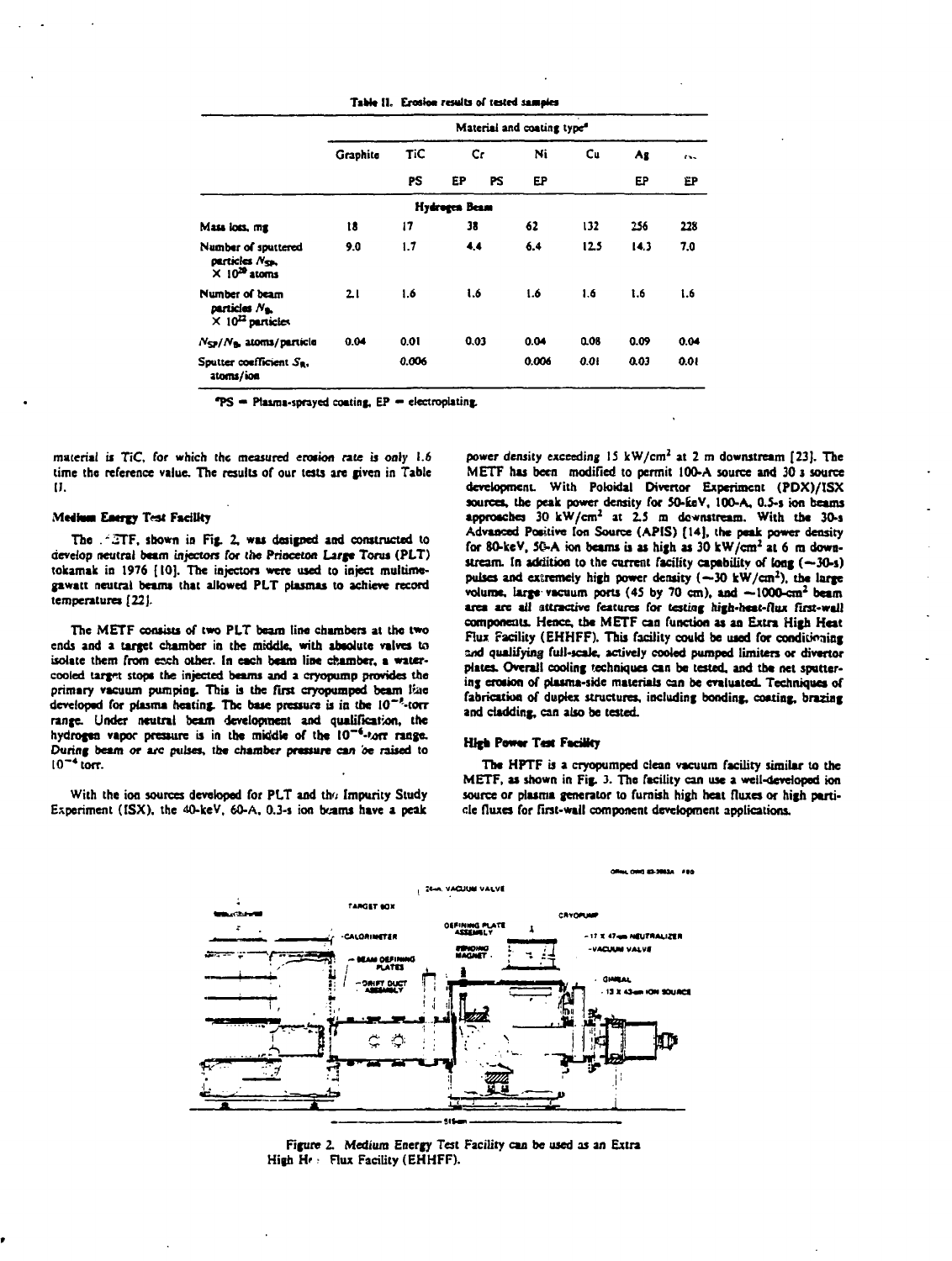Table II. Erosion results of tested samples

| | Material and coating type[a] | | | | | | | |
|---|---|---|---|---|---|---|---|---|
| | Graphite | TiC | Cr | | Ni | Cu | Ag | ... |
| | | PS | EP | PS | EP | | EP | EP |
| **Hydrogen Beam** | | | | | | | | |
| Mass loss, mg | 18 | 17 | 38 | | 62 | 132 | 256 | 228 |
| Number of sputtered particles $N_{SP}$, $\times 10^{20}$ atoms | 9.0 | 1.7 | 4.4 | | 6.4 | 12.5 | 14.3 | 7.0 |
| Number of beam particles $N_B$, $\times 10^{22}$ particles | 2.1 | 1.6 | 1.6 | | 1.6 | 1.6 | 1.6 | 1.6 |
| $N_{SP}/N_B$, atoms/particle | 0.04 | 0.01 | 0.03 | | 0.04 | 0.08 | 0.09 | 0.04 |
| Sputter coefficient $S_R$, atoms/ion | | 0.006 | | | 0.006 | 0.01 | 0.03 | 0.01 |

[a]PS = Plasma-sprayed coating, EP = electroplating.

material is TiC, for which the measured erosion rate is only 1.6 time the reference value. The results of our tests are given in Table II.

### Medium Energy Test Facility

The METF, shown in Fig. 2, was designed and constructed to develop neutral beam injectors for the Princeton Large Torus (PLT) tokamak in 1976 [10]. The injectors were used to inject multimegawatt neutral beams that allowed PLT plasmas to achieve record temperatures [22].

The METF consists of two PLT beam line chambers at the two ends and a target chamber in the middle, with absolute valves to isolate them from each other. In each beam line chamber, a water-cooled target stops the injected beams and a cryopump provides the primary vacuum pumping. This is the first cryopumped beam line developed for plasma heating. The base pressure is in the $10^{-8}$-torr range. Under neutral beam development and qualification, the hydrogen vapor pressure is in the middle of the $10^{-6}$-torr range. During beam or arc pulses, the chamber pressure can be raised to $10^{-4}$ torr.

With the ion sources developed for PLT and the Impurity Study Experiment (ISX), the 40-keV, 60-A, 0.3-s ion beams have a peak power density exceeding 15 kW/cm$^2$ at 2 m downstream [23]. The METF has been modified to permit 100-A source and 30 s source development. With Poloidal Divertor Experiment (PDX)/ISX sources, the peak power density for 50-keV, 100-A, 0.5-s ion beams approaches 30 kW/cm$^2$ at 2.5 m downstream. With the 30-s Advanced Positive Ion Source (APIS) [14], the peak power density for 80-keV, 50-A ion beams is as high as 30 kW/cm$^2$ at 6 m downstream. In addition to the current facility capability of long (~30-s) pulses and extremely high power density (~30 kW/cm$^2$), the large volume, large vacuum ports (45 by 70 cm), and ~1000-cm$^2$ beam area are all attractive features for testing high-heat-flux first-wall components. Hence, the METF can function as an Extra High Heat Flux Facility (EHHFF). This facility could be used for conditioning and qualifying full-scale, actively cooled pumped limiters or divertor plates. Overall cooling techniques can be tested, and the net sputtering erosion of plasma-side materials can be evaluated. Techniques of fabrication of duplex structures, including bonding, coating, brazing and cladding, can also be tested.

### High Power Test Facility

The HPTF is a cryopumped clean vacuum facility similar to the METF, as shown in Fig. 3. The facility can use a well-developed ion source or plasma generator to furnish high heat fluxes or high particle fluxes for first-wall component development applications.

Figure 2. Medium Energy Test Facility can be used as an Extra High Heat Flux Facility (EHHFF).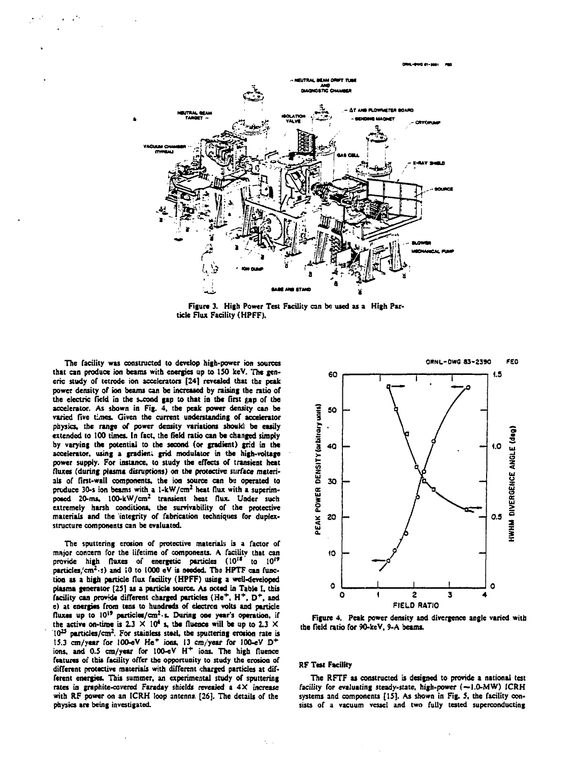Figure 3. High Power Test Facility can be used as a High Particle Flux Facility (HPFF).

The facility was constructed to develop high-power ion sources that can produce ion beams with energies up to 150 keV. The generic study of tetrode ion accelerators [24] revealed that the peak power density of ion beams can be increased by raising the ratio of the electric field in the second gap to that in the first gap of the accelerator. As shown in Fig. 4, the peak power density can be varied five times. Given the current understanding of accelerator physics, the range of power density variations should be easily extended to 100 times. In fact, the field ratio can be changed simply by varying the potential to the second (or gradient) grid in the accelerator, using a gradient grid modulator in the high-voltage power supply. For instance, to study the effects of transient heat fluxes (during plasma disruptions) on the protective surface materials of first-wall components, the ion source can be operated to produce 30-s ion beams with a 1-kW/cm$^2$ heat flux with a superimposed 20-ms, 100-kW/cm$^2$ transient heat flux. Under such extremely harsh conditions, the survivability of the protective materials and the integrity of fabrication techniques for duplex-structure components can be evaluated.

The sputtering erosion of protective materials is a factor of major concern for the lifetime of components. A facility that can provide high fluxes of energetic particles ($10^{18}$ to $10^{19}$ particles/cm$^2$·s) and 10 to 1000 eV is needed. The HPTF can function as a high particle flux facility (HPFF) using a well-developed plasma generator [25] as a particle source. As noted in Table I, this facility can provide different charged particles ($He^+$, $H^+$, $D^+$, and e) at energies from tens to hundreds of electron volts and particle fluxes up to $10^{19}$ particles/cm$^2$·s. During one year's operation, if the active on-time is $2.3 \times 10^6$ s, the fluence will be up to $2.3 \times 10^{25}$ particles/cm$^2$. For stainless steel, the sputtering erosion rate is 15.3 cm/year for 100-eV $He^+$ ions, 13 cm/year for 100-eV $D^+$ ions, and 0.5 cm/year for 100-eV $H^+$ ions. The high fluence features of this facility offer the opportunity to study the erosion of different protective materials with different charged particles at different energies. This summer, an experimental study of sputtering rates in graphite-covered Faraday shields revealed a 4× increase with RF power on an ICRH loop antenna [26]. The details of the physics are being investigated.

Figure 4. Peak power density and divergence angle varied with the field ratio for 90-keV, 9-A beams.

## RF Test Facility

The RFTF as constructed is designed to provide a national test facility for evaluating steady-state, high-power (~1.0-MW) ICRH systems and components [15]. As shown in Fig. 5, the facility consists of a vacuum vessel and two fully tested superconducting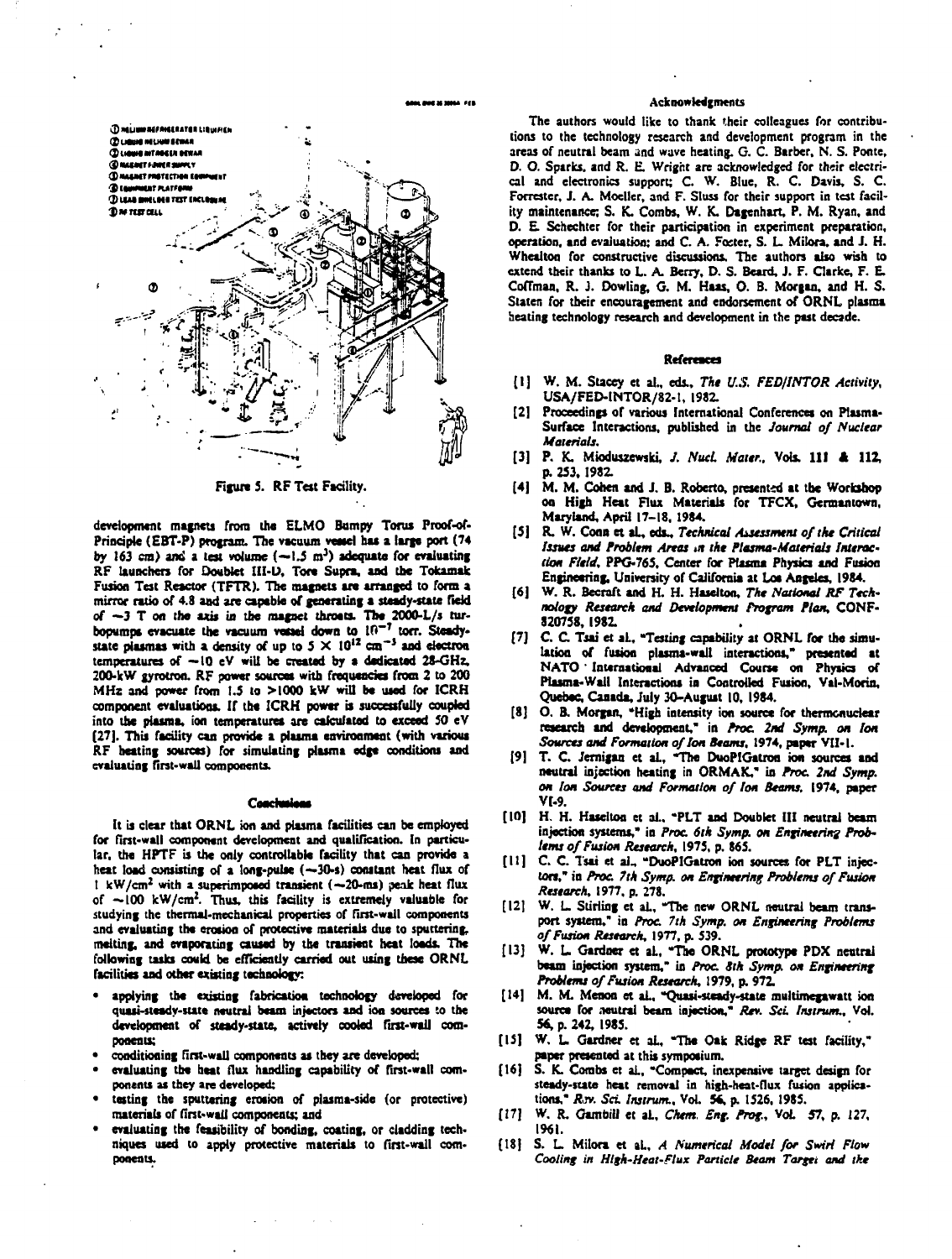Figure 5. RF Test Facility.

development magnets from the ELMO Bumpy Torus Proof-of-Principle (EBT-P) program. The vacuum vessel has a large port (74 by 163 cm) and a test volume (~1.5 m³) adequate for evaluating RF launchers for Doublet III-D, Tore Supra, and the Tokamak Fusion Test Reactor (TFTR). The magnets are arranged to form a mirror ratio of 4.8 and are capable of generating a steady-state field of ~3 T on the axis in the magnet throats. The 2000-L/s turbopumps evacuate the vacuum vessel down to $10^{-7}$ torr. Steady-state plasmas with a density of up to $5 \times 10^{12}$ cm$^{-3}$ and electron temperatures of ~10 eV will be created by a dedicated 28-GHz, 200-kW gyrotron. RF power sources with frequencies from 2 to 200 MHz and power from 1.5 to >1000 kW will be used for ICRH component evaluations. If the ICRH power is successfully coupled into the plasma, ion temperatures are calculated to exceed 50 eV [27]. This facility can provide a plasma environment (with various RF heating sources) for simulating plasma edge conditions and evaluating first-wall components.

## Conclusions

It is clear that ORNL ion and plasma facilities can be employed for first-wall component development and qualification. In particular, the HPTF is the only controllable facility that can provide a heat load consisting of a long-pulse (~30-s) constant heat flux of 1 kW/cm² with a superimposed transient (~20-ms) peak heat flux of ~100 kW/cm². Thus, this facility is extremely valuable for studying the thermal-mechanical properties of first-wall components and evaluating the erosion of protective materials due to sputtering, melting, and evaporating caused by the transient heat loads. The following tasks could be efficiently carried out using these ORNL facilities and other existing technology:

- applying the existing fabrication technology developed for quasi-steady-state neutral beam injectors and ion sources to the development of steady-state, actively cooled first-wall components;
- conditioning first-wall components as they are developed;
- evaluating the heat flux handling capability of first-wall components as they are developed;
- testing the sputtering erosion of plasma-side (or protective) materials of first-wall components; and
- evaluating the feasibility of bonding, coating, or cladding techniques used to apply protective materials to first-wall components.

## Acknowledgments

The authors would like to thank their colleagues for contributions to the technology research and development program in the areas of neutral beam and wave heating. G. C. Barber, N. S. Ponte, D. O. Sparks, and R. E. Wright are acknowledged for their electrical and electronics support; C. W. Blue, R. C. Davis, S. C. Forrester, J. A. Moeller, and F. Sluss for their support in test facility maintenance; S. K. Combs, W. K. Dagenhart, P. M. Ryan, and D. E. Schechter for their participation in experiment preparation, operation, and evaluation; and C. A. Foster, S. L. Milora, and J. H. Whealton for constructive discussions. The authors also wish to extend their thanks to L. A. Berry, D. S. Beard, J. F. Clarke, F. E. Coffman, R. J. Dowling, G. M. Haas, O. B. Morgan, and H. S. Staten for their encouragement and endorsement of ORNL plasma heating technology research and development in the past decade.

## References

[1] W. M. Stacey et al., eds., *The U.S. FED/INTOR Activity*, USA/FED-INTOR/82-1, 1982.

[2] Proceedings of various International Conferences on Plasma-Surface Interactions, published in the *Journal of Nuclear Materials*.

[3] P. K. Mioduszewski, *J. Nucl. Mater.*, Vols. **111** & **112**, p. 253, 1982.

[4] M. M. Cohen and J. B. Roberto, presented at the Workshop on High Heat Flux Materials for TFCX, Germantown, Maryland, April 17–18, 1984.

[5] R. W. Conn et al., eds., *Technical Assessment of the Critical Issues and Problem Areas in the Plasma-Materials Interaction Field*, PPG-765, Center for Plasma Physics and Fusion Engineering, University of California at Los Angeles, 1984.

[6] W. R. Becraft and H. H. Haselton, *The National RF Technology Research and Development Program Plan*, CONF-820758, 1982.

[7] C. C. Tsai et al., "Testing capability at ORNL for the simulation of fusion plasma-wall interactions," presented at NATO International Advanced Course on Physics of Plasma-Wall Interactions in Controlled Fusion, Val-Morin, Quebec, Canada, July 30–August 10, 1984.

[8] O. B. Morgan, "High intensity ion source for thermonuclear research and development," in *Proc. 2nd Symp. on Ion Sources and Formation of Ion Beams*, 1974, paper VII-1.

[9] T. C. Jernigan et al., "The DuoPIGatron ion sources and neutral injection heating in ORMAK," in *Proc. 2nd Symp. on Ion Sources and Formation of Ion Beams*, 1974, paper VI-9.

[10] H. H. Haselton et al., "PLT and Doublet III neutral beam injection systems," in *Proc. 6th Symp. on Engineering Problems of Fusion Research*, 1975, p. 865.

[11] C. C. Tsai et al., "DuoPIGatron ion sources for PLT injectors," in *Proc. 7th Symp. on Engineering Problems of Fusion Research*, 1977, p. 278.

[12] W. L. Stirling et al., "The new ORNL neutral beam transport system," in *Proc. 7th Symp. on Engineering Problems of Fusion Research*, 1977, p. 539.

[13] W. L. Gardner et al., "The ORNL prototype PDX neutral beam injection system," in *Proc. 8th Symp. on Engineering Problems of Fusion Research*, 1979, p. 972.

[14] M. M. Menon et al., "Quasi-steady-state multimegawatt ion source for neutral beam injection," *Rev. Sci. Instrum.*, Vol. 56, p. 242, 1985.

[15] W. L. Gardner et al., "The Oak Ridge RF test facility," paper presented at this symposium.

[16] S. K. Combs et al., "Compact, inexpensive target design for steady-state heat removal in high-heat-flux fusion applications," *Rev. Sci. Instrum.*, Vol. 56, p. 1526, 1985.

[17] W. R. Gambill et al., *Chem. Eng. Prog.*, Vol. 57, p. 127, 1961.

[18] S. L. Milora et al., *A Numerical Model for Swirl Flow Cooling in High-Heat-Flux Particle Beam Target and the*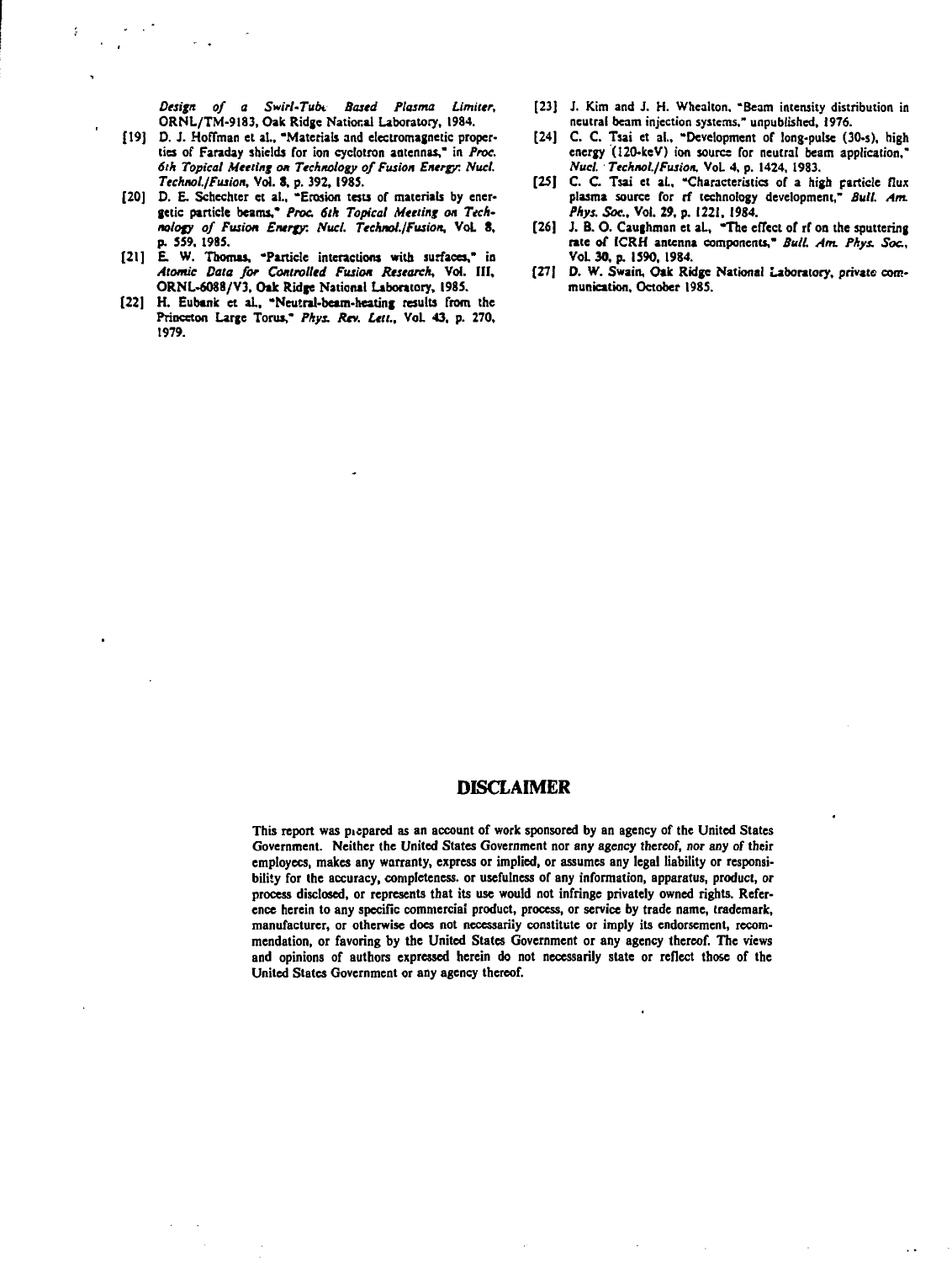*Design of a Swirl-Tube Based Plasma Limiter*, ORNL/TM-9183, Oak Ridge National Laboratory, 1984.

[19] D. J. Hoffman et al., "Materials and electromagnetic properties of Faraday shields for ion cyclotron antennas," in *Proc. 6th Topical Meeting on Technology of Fusion Energy: Nucl. Technol./Fusion*, Vol. 8, p. 392, 1985.

[20] D. E. Schechter et al., "Erosion tests of materials by energetic particle beams," *Proc. 6th Topical Meeting on Technology of Fusion Energy: Nucl. Technol./Fusion*, Vol. 8, p. 559, 1985.

[21] E. W. Thomas, "Particle interactions with surfaces," in *Atomic Data for Controlled Fusion Research*, Vol. III, ORNL-6088/V3, Oak Ridge National Laboratory, 1985.

[22] H. Eubank et al., "Neutral-beam-heating results from the Princeton Large Torus," *Phys. Rev. Lett.*, Vol. 43, p. 270, 1979.

[23] J. Kim and J. H. Whealton, "Beam intensity distribution in neutral beam injection systems," unpublished, 1976.

[24] C. C. Tsai et al., "Development of long-pulse (30-s), high energy (120-keV) ion source for neutral beam application," *Nucl. Technol./Fusion*, Vol. 4, p. 1424, 1983.

[25] C. C. Tsai et al., "Characteristics of a high particle flux plasma source for rf technology development," *Bull. Am. Phys. Soc.*, Vol. 29, p. 1221, 1984.

[26] J. B. O. Caughman et al., "The effect of rf on the sputtering rate of ICRH antenna components," *Bull. Am. Phys. Soc.*, Vol. 30, p. 1590, 1984.

[27] D. W. Swain, Oak Ridge National Laboratory, private communication, October 1985.

## DISCLAIMER

This report was prepared as an account of work sponsored by an agency of the United States Government. Neither the United States Government nor any agency thereof, nor any of their employees, makes any warranty, express or implied, or assumes any legal liability or responsibility for the accuracy, completeness, or usefulness of any information, apparatus, product, or process disclosed, or represents that its use would not infringe privately owned rights. Reference herein to any specific commercial product, process, or service by trade name, trademark, manufacturer, or otherwise does not necessarily constitute or imply its endorsement, recommendation, or favoring by the United States Government or any agency thereof. The views and opinions of authors expressed herein do not necessarily state or reflect those of the United States Government or any agency thereof.